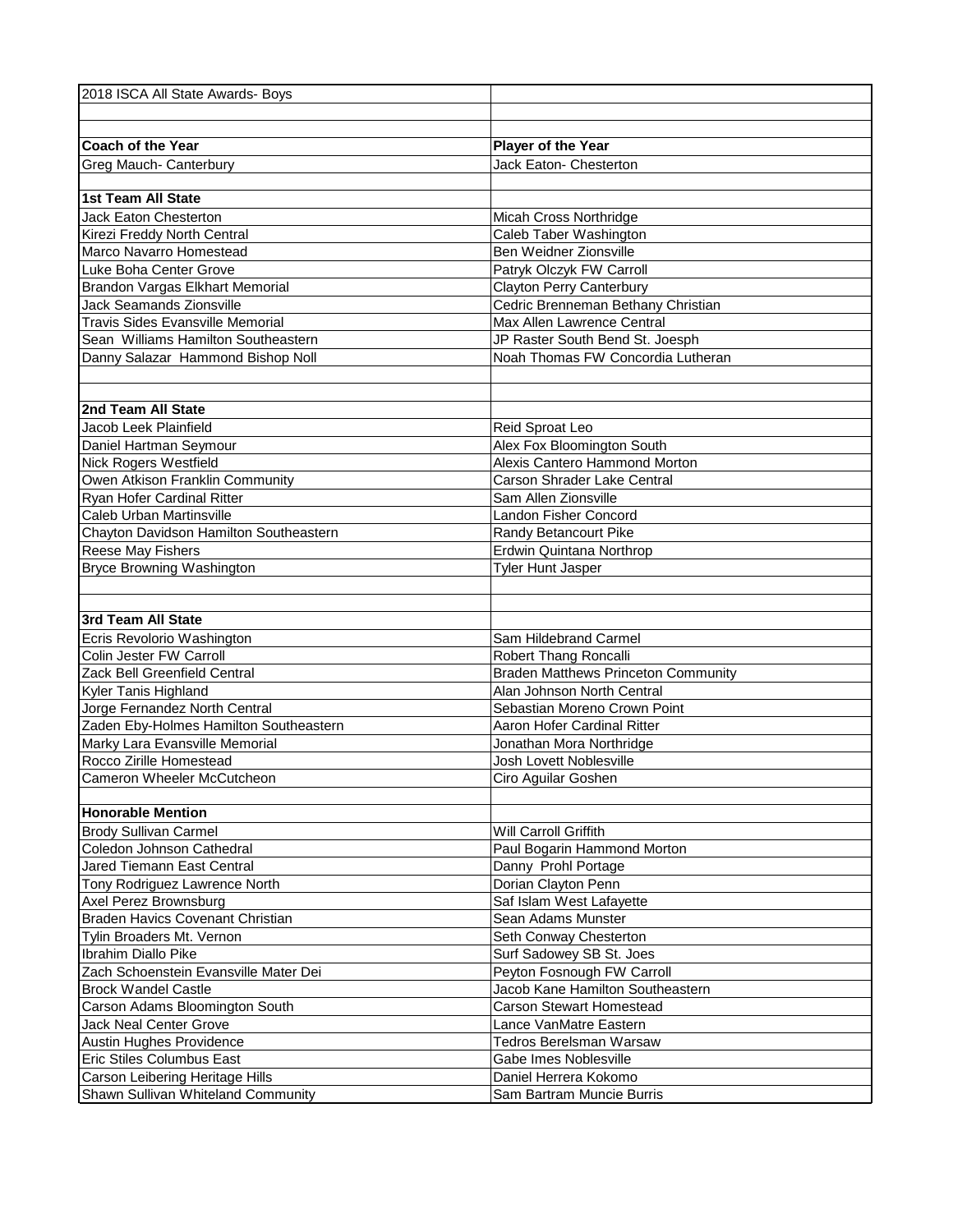| 2018 ISCA All State Awards- Boys | |
|---|---|
| | |
| | |
| **Coach of the Year** | **Player of the Year** |
| Greg Mauch- Canterbury | Jack Eaton- Chesterton |
| | |
| **1st Team All State** | |
| Jack Eaton Chesterton | Micah Cross Northridge |
| Kirezi Freddy North Central | Caleb Taber Washington |
| Marco Navarro Homestead | Ben Weidner Zionsville |
| Luke Boha Center Grove | Patryk Olczyk FW Carroll |
| Brandon Vargas Elkhart Memorial | Clayton Perry Canterbury |
| Jack Seamands Zionsville | Cedric Brenneman Bethany Christian |
| Travis Sides Evansville Memorial | Max Allen Lawrence Central |
| Sean Williams Hamilton Southeastern | JP Raster South Bend St. Joesph |
| Danny Salazar Hammond Bishop Noll | Noah Thomas FW Concordia Lutheran |
| | |
| | |
| **2nd Team All State** | |
| Jacob Leek Plainfield | Reid Sproat Leo |
| Daniel Hartman Seymour | Alex Fox Bloomington South |
| Nick Rogers Westfield | Alexis Cantero Hammond Morton |
| Owen Atkison Franklin Community | Carson Shrader Lake Central |
| Ryan Hofer Cardinal Ritter | Sam Allen Zionsville |
| Caleb Urban Martinsville | Landon Fisher Concord |
| Chayton Davidson Hamilton Southeastern | Randy Betancourt Pike |
| Reese May Fishers | Erdwin Quintana Northrop |
| Bryce Browning Washington | Tyler Hunt Jasper |
| | |
| | |
| **3rd Team All State** | |
| Ecris Revolorio Washington | Sam Hildebrand Carmel |
| Colin Jester FW Carroll | Robert Thang Roncalli |
| Zack Bell Greenfield Central | Braden Matthews Princeton Community |
| Kyler Tanis Highland | Alan Johnson North Central |
| Jorge Fernandez North Central | Sebastian Moreno Crown Point |
| Zaden Eby-Holmes Hamilton Southeastern | Aaron Hofer Cardinal Ritter |
| Marky Lara Evansville Memorial | Jonathan Mora Northridge |
| Rocco Zirille Homestead | Josh Lovett Noblesville |
| Cameron Wheeler McCutcheon | Ciro Aguilar Goshen |
| | |
| **Honorable Mention** | |
| Brody Sullivan Carmel | Will Carroll Griffith |
| Coledon Johnson Cathedral | Paul Bogarin Hammond Morton |
| Jared Tiemann East Central | Danny Prohl Portage |
| Tony Rodriguez Lawrence North | Dorian Clayton Penn |
| Axel Perez Brownsburg | Saf Islam West Lafayette |
| Braden Havics Covenant Christian | Sean Adams Munster |
| Tylin Broaders Mt. Vernon | Seth Conway Chesterton |
| Ibrahim Diallo Pike | Surf Sadowey SB St. Joes |
| Zach Schoenstein Evansville Mater Dei | Peyton Fosnough FW Carroll |
| Brock Wandel Castle | Jacob Kane Hamilton Southeastern |
| Carson Adams Bloomington South | Carson Stewart Homestead |
| Jack Neal Center Grove | Lance VanMatre Eastern |
| Austin Hughes Providence | Tedros Berelsman Warsaw |
| Eric Stiles Columbus East | Gabe Imes Noblesville |
| Carson Leibering Heritage Hills | Daniel Herrera Kokomo |
| Shawn Sullivan Whiteland Community | Sam Bartram Muncie Burris |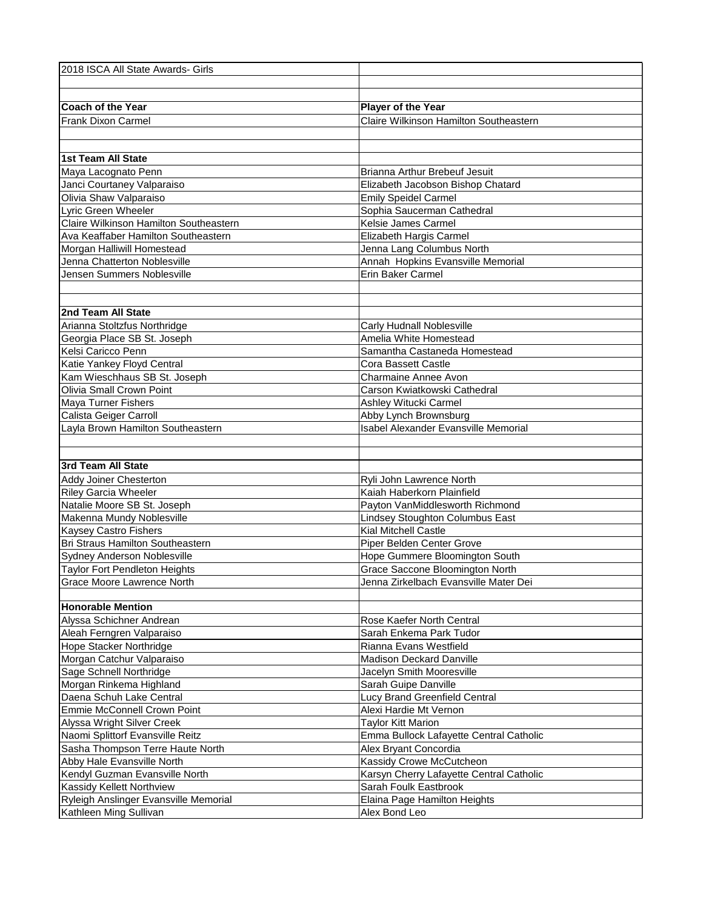| 2018 ISCA All State Awards- Girls | |
|---|---|
| | |
| | |
| **Coach of the Year** | **Player of the Year** |
| Frank Dixon Carmel | Claire Wilkinson Hamilton Southeastern |
| | |
| | |
| **1st Team All State** | |
| Maya Lacognato Penn | Brianna Arthur Brebeuf Jesuit |
| Janci Courtaney Valparaiso | Elizabeth Jacobson Bishop Chatard |
| Olivia Shaw Valparaiso | Emily Speidel Carmel |
| Lyric Green Wheeler | Sophia Saucerman Cathedral |
| Claire Wilkinson Hamilton Southeastern | Kelsie James Carmel |
| Ava Keaffaber Hamilton Southeastern | Elizabeth Hargis Carmel |
| Morgan Halliwill Homestead | Jenna Lang Columbus North |
| Jenna Chatterton Noblesville | Annah Hopkins Evansville Memorial |
| Jensen Summers Noblesville | Erin Baker Carmel |
| | |
| | |
| **2nd Team All State** | |
| Arianna Stoltzfus Northridge | Carly Hudnall Noblesville |
| Georgia Place SB St. Joseph | Amelia White Homestead |
| Kelsi Caricco Penn | Samantha Castaneda Homestead |
| Katie Yankey Floyd Central | Cora Bassett Castle |
| Kam Wieschhaus SB St. Joseph | Charmaine Annee Avon |
| Olivia Small Crown Point | Carson Kwiatkowski Cathedral |
| Maya Turner Fishers | Ashley Witucki Carmel |
| Calista Geiger Carroll | Abby Lynch Brownsburg |
| Layla Brown Hamilton Southeastern | Isabel Alexander Evansville Memorial |
| | |
| | |
| **3rd Team All State** | |
| Addy Joiner Chesterton | Ryli John Lawrence North |
| Riley Garcia Wheeler | Kaiah Haberkorn Plainfield |
| Natalie Moore SB St. Joseph | Payton VanMiddlesworth Richmond |
| Makenna Mundy Noblesville | Lindsey Stoughton Columbus East |
| Kaysey Castro Fishers | Kial Mitchell Castle |
| Bri Straus Hamilton Southeastern | Piper Belden Center Grove |
| Sydney Anderson Noblesville | Hope Gummere Bloomington South |
| Taylor Fort Pendleton Heights | Grace Saccone Bloomington North |
| Grace Moore Lawrence North | Jenna Zirkelbach Evansville Mater Dei |
| | |
| **Honorable Mention** | |
| Alyssa Schichner Andrean | Rose Kaefer North Central |
| Aleah Ferngren Valparaiso | Sarah Enkema Park Tudor |
| Hope Stacker Northridge | Rianna Evans Westfield |
| Morgan Catchur Valparaiso | Madison Deckard Danville |
| Sage Schnell Northridge | Jacelyn Smith Mooresville |
| Morgan Rinkema Highland | Sarah Guipe Danville |
| Daena Schuh Lake Central | Lucy Brand Greenfield Central |
| Emmie McConnell Crown Point | Alexi Hardie Mt Vernon |
| Alyssa Wright Silver Creek | Taylor Kitt Marion |
| Naomi Splittorf Evansville Reitz | Emma Bullock Lafayette Central Catholic |
| Sasha Thompson Terre Haute North | Alex Bryant Concordia |
| Abby Hale Evansville North | Kassidy Crowe McCutcheon |
| Kendyl Guzman Evansville North | Karsyn Cherry Lafayette Central Catholic |
| Kassidy Kellett Northview | Sarah Foulk Eastbrook |
| Ryleigh Anslinger Evansville Memorial | Elaina Page Hamilton Heights |
| Kathleen Ming Sullivan | Alex Bond Leo |